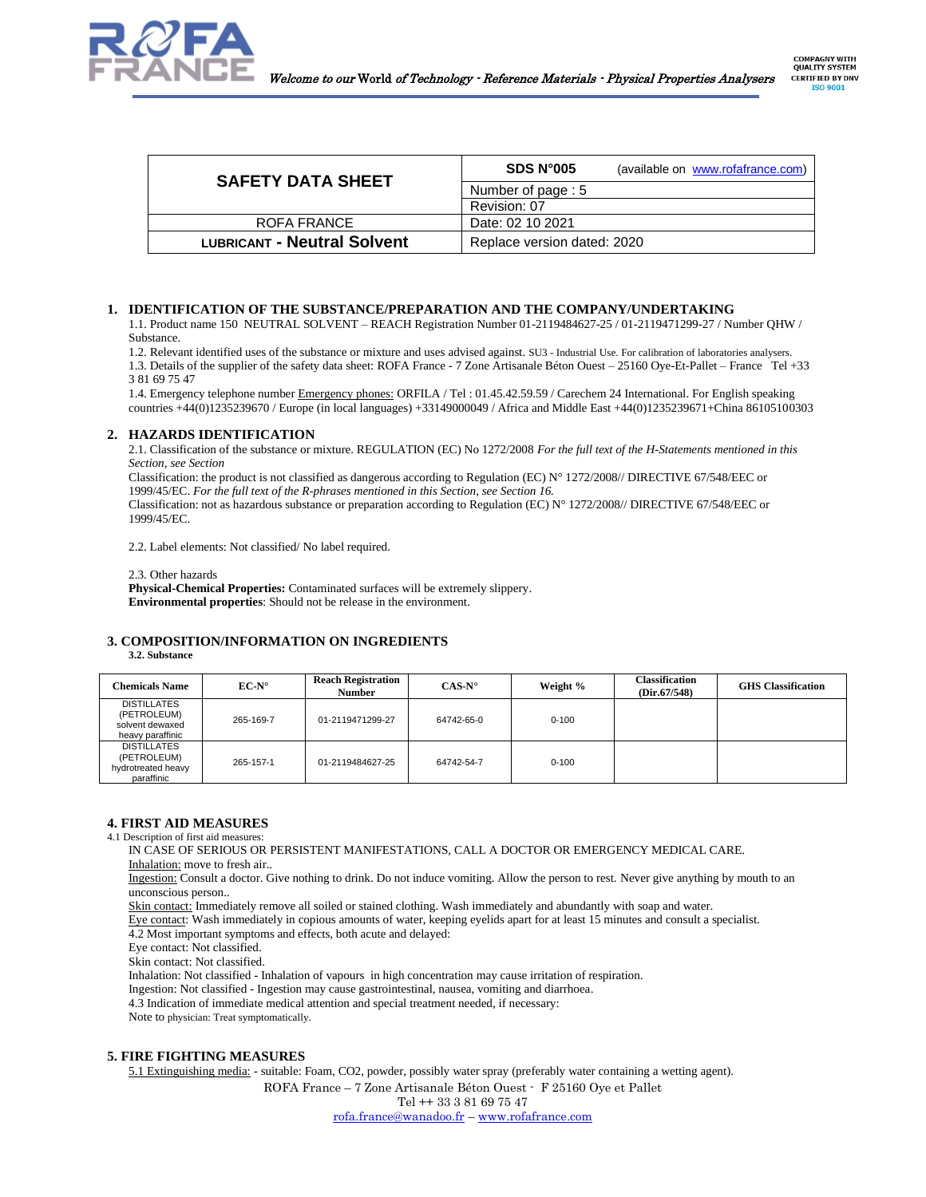| SAFETY DATA SHEET | SDS N°005 (available on www.rofafrance.com) |
|---|---|
| | Number of page : 5 |
| | Revision: 07 |
| ROFA FRANCE | Date: 02 10 2021 |
| LUBRICANT - **Neutral Solvent** | Replace version dated: 2020 |

## 1. IDENTIFICATION OF THE SUBSTANCE/PREPARATION AND THE COMPANY/UNDERTAKING

1.1. Product name 150 NEUTRAL SOLVENT – REACH Registration Number 01-2119484627-25 / 01-2119471299-27 / Number QHW / Substance.

1.2. Relevant identified uses of the substance or mixture and uses advised against. SU3 - Industrial Use. For calibration of laboratories analysers.

1.3. Details of the supplier of the safety data sheet: ROFA France - 7 Zone Artisanale Béton Ouest – 25160 Oye-Et-Pallet – France Tel +33 3 81 69 75 47

1.4. Emergency telephone number Emergency phones: ORFILA / Tel : 01.45.42.59.59 / Carechem 24 International. For English speaking countries +44(0)1235239670 / Europe (in local languages) +33149000049 / Africa and Middle East +44(0)1235239671+China 86105100303

## 2. HAZARDS IDENTIFICATION

2.1. Classification of the substance or mixture. REGULATION (EC) No 1272/2008 *For the full text of the H-Statements mentioned in this Section, see Section*

Classification: the product is not classified as dangerous according to Regulation (EC) N° 1272/2008// DIRECTIVE 67/548/EEC or 1999/45/EC. *For the full text of the R-phrases mentioned in this Section, see Section 16.*

Classification: not as hazardous substance or preparation according to Regulation (EC) N° 1272/2008// DIRECTIVE 67/548/EEC or 1999/45/EC.

2.2. Label elements: Not classified/ No label required.

2.3. Other hazards

**Physical-Chemical Properties:** Contaminated surfaces will be extremely slippery.

**Environmental properties**: Should not be release in the environment.

## 3. COMPOSITION/INFORMATION ON INGREDIENTS

**3.2. Substance**

| Chemicals Name | EC-N° | Reach Registration Number | CAS-N° | Weight % | Classification (Dir.67/548) | GHS Classification |
|---|---|---|---|---|---|---|
| DISTILLATES (PETROLEUM) solvent dewaxed heavy paraffinic | 265-169-7 | 01-2119471299-27 | 64742-65-0 | 0-100 | | |
| DISTILLATES (PETROLEUM) hydrotreated heavy paraffinic | 265-157-1 | 01-2119484627-25 | 64742-54-7 | 0-100 | | |

## 4. FIRST AID MEASURES

4.1 Description of first aid measures:

IN CASE OF SERIOUS OR PERSISTENT MANIFESTATIONS, CALL A DOCTOR OR EMERGENCY MEDICAL CARE.

Inhalation: move to fresh air..

Ingestion: Consult a doctor. Give nothing to drink. Do not induce vomiting. Allow the person to rest. Never give anything by mouth to an unconscious person..

Skin contact: Immediately remove all soiled or stained clothing. Wash immediately and abundantly with soap and water.

Eye contact: Wash immediately in copious amounts of water, keeping eyelids apart for at least 15 minutes and consult a specialist.

4.2 Most important symptoms and effects, both acute and delayed:

Eye contact: Not classified.

Skin contact: Not classified.

Inhalation: Not classified - Inhalation of vapours in high concentration may cause irritation of respiration.

Ingestion: Not classified - Ingestion may cause gastrointestinal, nausea, vomiting and diarrhoea.

4.3 Indication of immediate medical attention and special treatment needed, if necessary:

Note to physician: Treat symptomatically.

## 5. FIRE FIGHTING MEASURES

5.1 Extinguishing media: - suitable: Foam, $CO_2$, powder, possibly water spray (preferably water containing a wetting agent).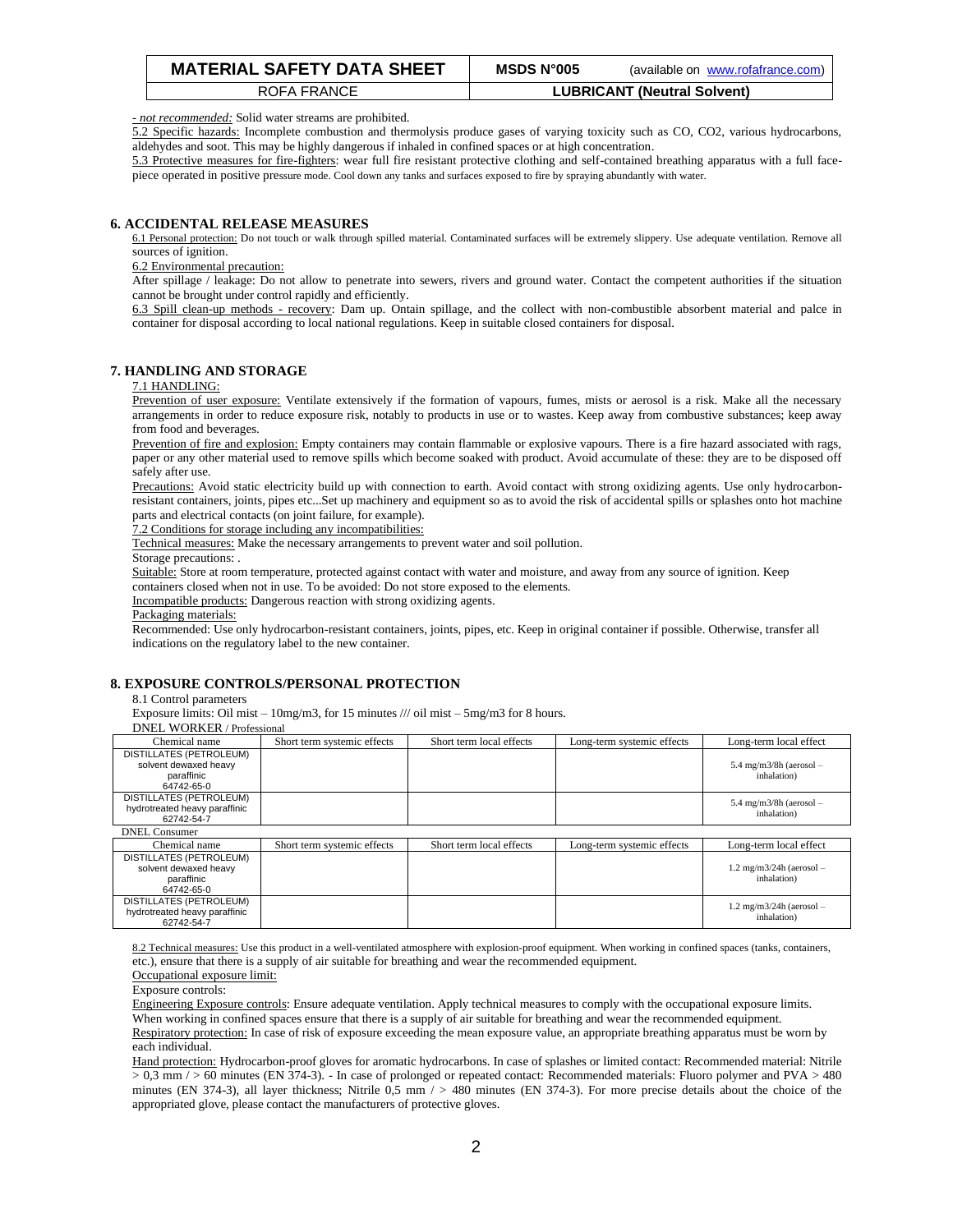*- not recommended:* Solid water streams are prohibited.

5.2 Specific hazards: Incomplete combustion and thermolysis produce gases of varying toxicity such as CO, $CO_2$, various hydrocarbons, aldehydes and soot. This may be highly dangerous if inhaled in confined spaces or at high concentration.

5.3 Protective measures for fire-fighters: wear full fire resistant protective clothing and self-contained breathing apparatus with a full face-piece operated in positive pressure mode. Cool down any tanks and surfaces exposed to fire by spraying abundantly with water.

## 6. ACCIDENTAL RELEASE MEASURES

6.1 Personal protection: Do not touch or walk through spilled material. Contaminated surfaces will be extremely slippery. Use adequate ventilation. Remove all sources of ignition.

6.2 Environmental precaution:

After spillage / leakage: Do not allow to penetrate into sewers, rivers and ground water. Contact the competent authorities if the situation cannot be brought under control rapidly and efficiently.

6.3 Spill clean-up methods - recovery: Dam up. Ontain spillage, and the collect with non-combustible absorbent material and palce in container for disposal according to local national regulations. Keep in suitable closed containers for disposal.

## 7. HANDLING AND STORAGE

7.1 HANDLING:

Prevention of user exposure: Ventilate extensively if the formation of vapours, fumes, mists or aerosol is a risk. Make all the necessary arrangements in order to reduce exposure risk, notably to products in use or to wastes. Keep away from combustive substances; keep away from food and beverages.

Prevention of fire and explosion: Empty containers may contain flammable or explosive vapours. There is a fire hazard associated with rags, paper or any other material used to remove spills which become soaked with product. Avoid accumulate of these: they are to be disposed off safely after use.

Precautions: Avoid static electricity build up with connection to earth. Avoid contact with strong oxidizing agents. Use only hydrocarbon-resistant containers, joints, pipes etc...Set up machinery and equipment so as to avoid the risk of accidental spills or splashes onto hot machine parts and electrical contacts (on joint failure, for example).

7.2 Conditions for storage including any incompatibilities:

Technical measures: Make the necessary arrangements to prevent water and soil pollution.

Storage precautions: .

Suitable: Store at room temperature, protected against contact with water and moisture, and away from any source of ignition. Keep containers closed when not in use. To be avoided: Do not store exposed to the elements.

Incompatible products: Dangerous reaction with strong oxidizing agents.

Packaging materials:

Recommended: Use only hydrocarbon-resistant containers, joints, pipes, etc. Keep in original container if possible. Otherwise, transfer all indications on the regulatory label to the new container.

## 8. EXPOSURE CONTROLS/PERSONAL PROTECTION

8.1 Control parameters

Exposure limits: Oil mist – 10mg/m3, for 15 minutes /// oil mist – 5mg/m3 for 8 hours.

DNEL WORKER / Professional

| Chemical name | Short term systemic effects | Short term local effects | Long-term systemic effects | Long-term local effect |
|---|---|---|---|---|
| DISTILLATES (PETROLEUM) solvent dewaxed heavy paraffinic 64742-65-0 | | | | 5.4 mg/m3/8h (aerosol – inhalation) |
| DISTILLATES (PETROLEUM) hydrotreated heavy paraffinic 62742-54-7 | | | | 5.4 mg/m3/8h (aerosol – inhalation) |

DNEL Consumer

| Chemical name | Short term systemic effects | Short term local effects | Long-term systemic effects | Long-term local effect |
|---|---|---|---|---|
| DISTILLATES (PETROLEUM) solvent dewaxed heavy paraffinic 64742-65-0 | | | | 1.2 mg/m3/24h (aerosol – inhalation) |
| DISTILLATES (PETROLEUM) hydrotreated heavy paraffinic 62742-54-7 | | | | 1.2 mg/m3/24h (aerosol – inhalation) |

8.2 Technical measures: Use this product in a well-ventilated atmosphere with explosion-proof equipment. When working in confined spaces (tanks, containers, etc.), ensure that there is a supply of air suitable for breathing and wear the recommended equipment.

Occupational exposure limit:

Exposure controls:

Engineering Exposure controls: Ensure adequate ventilation. Apply technical measures to comply with the occupational exposure limits. When working in confined spaces ensure that there is a supply of air suitable for breathing and wear the recommended equipment.

Respiratory protection: In case of risk of exposure exceeding the mean exposure value, an appropriate breathing apparatus must be worn by each individual.

Hand protection: Hydrocarbon-proof gloves for aromatic hydrocarbons. In case of splashes or limited contact: Recommended material: Nitrile > 0,3 mm / > 60 minutes (EN 374-3). - In case of prolonged or repeated contact: Recommended materials: Fluoro polymer and PVA > 480 minutes (EN 374-3), all layer thickness; Nitrile 0,5 mm / > 480 minutes (EN 374-3). For more precise details about the choice of the appropriated glove, please contact the manufacturers of protective gloves.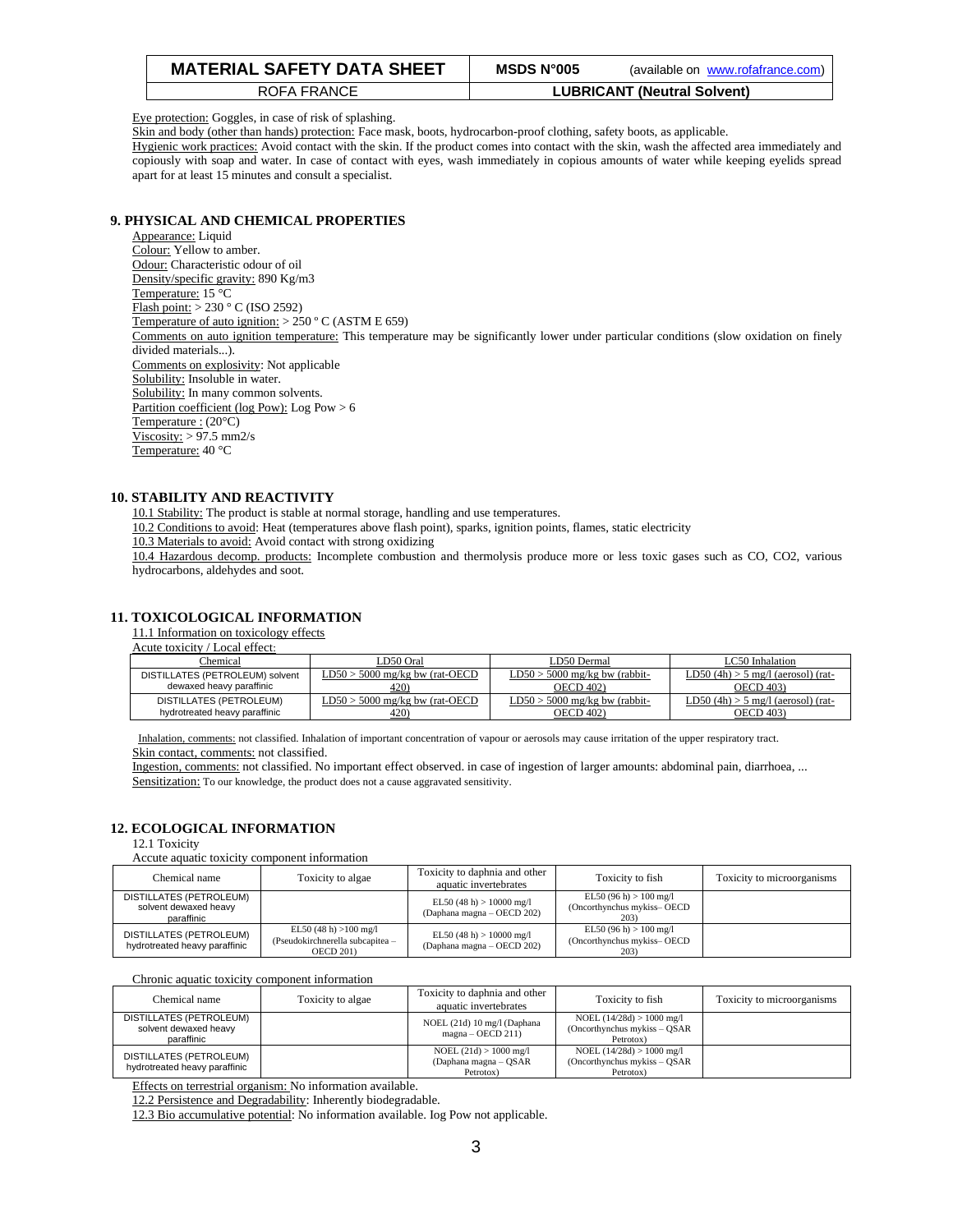Eye protection: Goggles, in case of risk of splashing.

Skin and body (other than hands) protection: Face mask, boots, hydrocarbon-proof clothing, safety boots, as applicable.

Hygienic work practices: Avoid contact with the skin. If the product comes into contact with the skin, wash the affected area immediately and copiously with soap and water. In case of contact with eyes, wash immediately in copious amounts of water while keeping eyelids spread apart for at least 15 minutes and consult a specialist.

## 9. PHYSICAL AND CHEMICAL PROPERTIES

Appearance: Liquid
Colour: Yellow to amber.
Odour: Characteristic odour of oil
Density/specific gravity: 890 Kg/m3
Temperature: 15 °C
Flash point: > 230 ° C (ISO 2592)
Temperature of auto ignition: > 250 º C (ASTM E 659)
Comments on auto ignition temperature: This temperature may be significantly lower under particular conditions (slow oxidation on finely divided materials...).
Comments on explosivity: Not applicable
Solubility: Insoluble in water.
Solubility: In many common solvents.
Partition coefficient (log Pow): Log Pow > 6
Temperature : (20°C)
Viscosity: > 97.5 mm2/s
Temperature: 40 °C

## 10. STABILITY AND REACTIVITY

10.1 Stability: The product is stable at normal storage, handling and use temperatures.
10.2 Conditions to avoid: Heat (temperatures above flash point), sparks, ignition points, flames, static electricity
10.3 Materials to avoid: Avoid contact with strong oxidizing
10.4 Hazardous decomp. products: Incomplete combustion and thermolysis produce more or less toxic gases such as CO, CO2, various hydrocarbons, aldehydes and soot.

## 11. TOXICOLOGICAL INFORMATION

11.1 Information on toxicology effects

Acute toxicity / Local effect:

| Chemical | LD50 Oral | LD50 Dermal | LC50 Inhalation |
|---|---|---|---|
| DISTILLATES (PETROLEUM) solvent dewaxed heavy paraffinic | LD50 > 5000 mg/kg bw (rat-OECD 420) | LD50 > 5000 mg/kg bw (rabbit-OECD 402) | LD50 (4h) > 5 mg/l (aerosol) (rat-OECD 403) |
| DISTILLATES (PETROLEUM) hydrotreated heavy paraffinic | LD50 > 5000 mg/kg bw (rat-OECD 420) | LD50 > 5000 mg/kg bw (rabbit-OECD 402) | LD50 (4h) > 5 mg/l (aerosol) (rat-OECD 403) |

Inhalation, comments: not classified. Inhalation of important concentration of vapour or aerosols may cause irritation of the upper respiratory tract.
Skin contact, comments: not classified.
Ingestion, comments: not classified. No important effect observed. in case of ingestion of larger amounts: abdominal pain, diarrhoea, ...
Sensitization: To our knowledge, the product does not a cause aggravated sensitivity.

## 12. ECOLOGICAL INFORMATION

12.1 Toxicity

Accute aquatic toxicity component information

| Chemical name | Toxicity to algae | Toxicity to daphnia and other aquatic invertebrates | Toxicity to fish | Toxicity to microorganisms |
|---|---|---|---|---|
| DISTILLATES (PETROLEUM) solvent dewaxed heavy paraffinic | | EL50 (48 h) > 10000 mg/l (Daphana magna – OECD 202) | EL50 (96 h) > 100 mg/l (Oncorthynchus mykiss– OECD 203) | |
| DISTILLATES (PETROLEUM) hydrotreated heavy paraffinic | EL50 (48 h) >100 mg/l (Pseudokirchnerella subcapitea – OECD 201) | EL50 (48 h) > 10000 mg/l (Daphana magna – OECD 202) | EL50 (96 h) > 100 mg/l (Oncorthynchus mykiss– OECD 203) | |

Chronic aquatic toxicity component information

| Chemical name | Toxicity to algae | Toxicity to daphnia and other aquatic invertebrates | Toxicity to fish | Toxicity to microorganisms |
|---|---|---|---|---|
| DISTILLATES (PETROLEUM) solvent dewaxed heavy paraffinic | | NOEL (21d) 10 mg/l (Daphana magna – OECD 211) | NOEL (14/28d) > 1000 mg/l (Oncorthynchus mykiss – QSAR Petrotox) | |
| DISTILLATES (PETROLEUM) hydrotreated heavy paraffinic | | NOEL (21d) > 1000 mg/l (Daphana magna – QSAR Petrotox) | NOEL (14/28d) > 1000 mg/l (Oncorthynchus mykiss – QSAR Petrotox) | |

Effects on terrestrial organism: No information available.
12.2 Persistence and Degradability: Inherently biodegradable.
12.3 Bio accumulative potential: No information available. Iog Pow not applicable.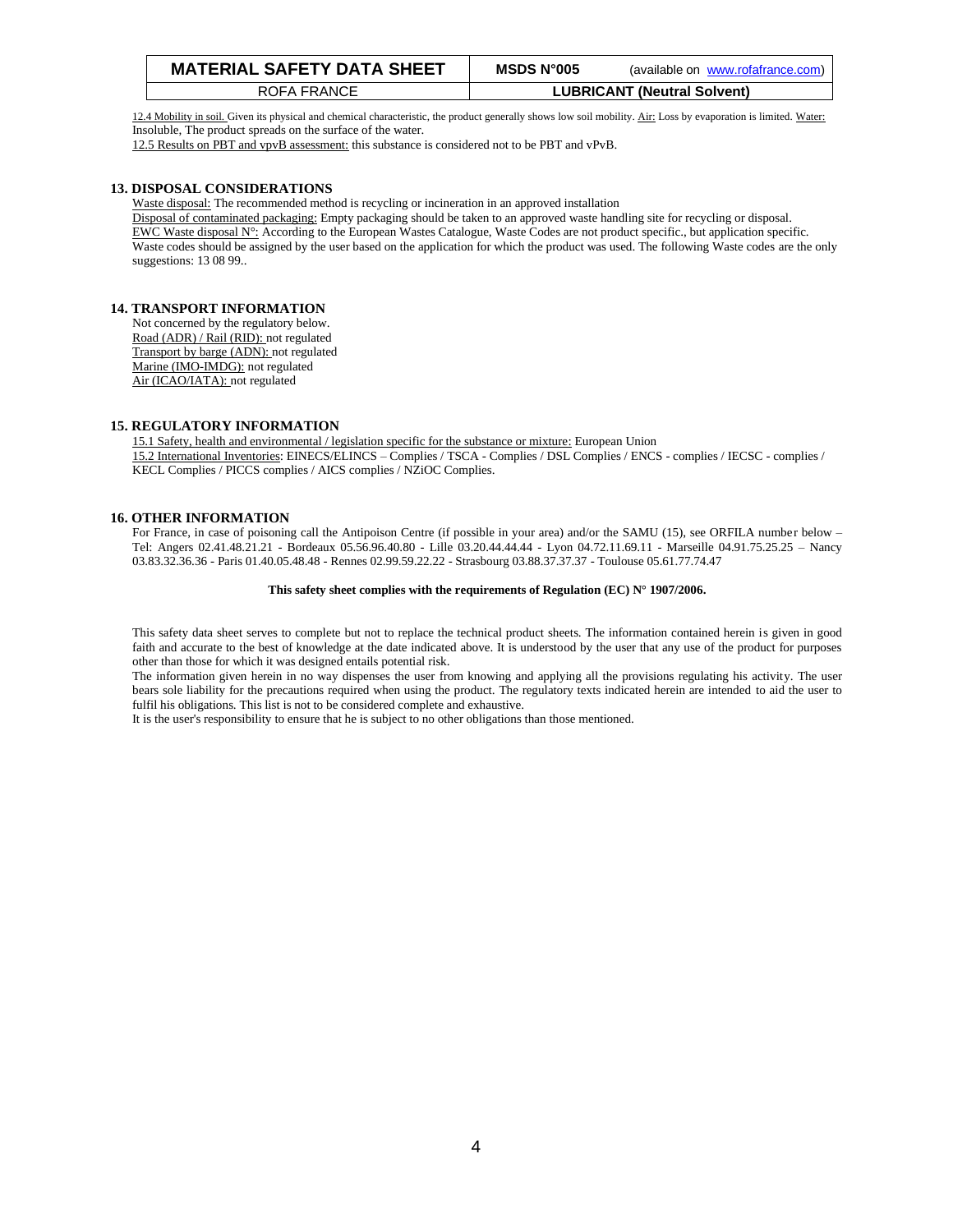12.4 Mobility in soil. Given its physical and chemical characteristic, the product generally shows low soil mobility. Air: Loss by evaporation is limited. Water: Insoluble, The product spreads on the surface of the water.
12.5 Results on PBT and vpvB assessment: this substance is considered not to be PBT and vPvB.

## 13. DISPOSAL CONSIDERATIONS

Waste disposal: The recommended method is recycling or incineration in an approved installation
Disposal of contaminated packaging: Empty packaging should be taken to an approved waste handling site for recycling or disposal.
EWC Waste disposal N°: According to the European Wastes Catalogue, Waste Codes are not product specific., but application specific. Waste codes should be assigned by the user based on the application for which the product was used. The following Waste codes are the only suggestions: 13 08 99..

## 14. TRANSPORT INFORMATION

Not concerned by the regulatory below.
Road (ADR) / Rail (RID): not regulated
Transport by barge (ADN): not regulated
Marine (IMO-IMDG): not regulated
Air (ICAO/IATA): not regulated

## 15. REGULATORY INFORMATION

15.1 Safety, health and environmental / legislation specific for the substance or mixture: European Union
15.2 International Inventories: EINECS/ELINCS – Complies / TSCA - Complies / DSL Complies / ENCS - complies / IECSC - complies / KECL Complies / PICCS complies / AICS complies / NZiOC Complies.

## 16. OTHER INFORMATION

For France, in case of poisoning call the Antipoison Centre (if possible in your area) and/or the SAMU (15), see ORFILA number below – Tel: Angers 02.41.48.21.21 - Bordeaux 05.56.96.40.80 - Lille 03.20.44.44.44 - Lyon 04.72.11.69.11 - Marseille 04.91.75.25.25 – Nancy 03.83.32.36.36 - Paris 01.40.05.48.48 - Rennes 02.99.59.22.22 - Strasbourg 03.88.37.37.37 - Toulouse 05.61.77.74.47

**This safety sheet complies with the requirements of Regulation (EC) N° 1907/2006.**

This safety data sheet serves to complete but not to replace the technical product sheets. The information contained herein is given in good faith and accurate to the best of knowledge at the date indicated above. It is understood by the user that any use of the product for purposes other than those for which it was designed entails potential risk.
The information given herein in no way dispenses the user from knowing and applying all the provisions regulating his activity. The user bears sole liability for the precautions required when using the product. The regulatory texts indicated herein are intended to aid the user to fulfil his obligations. This list is not to be considered complete and exhaustive.
It is the user's responsibility to ensure that he is subject to no other obligations than those mentioned.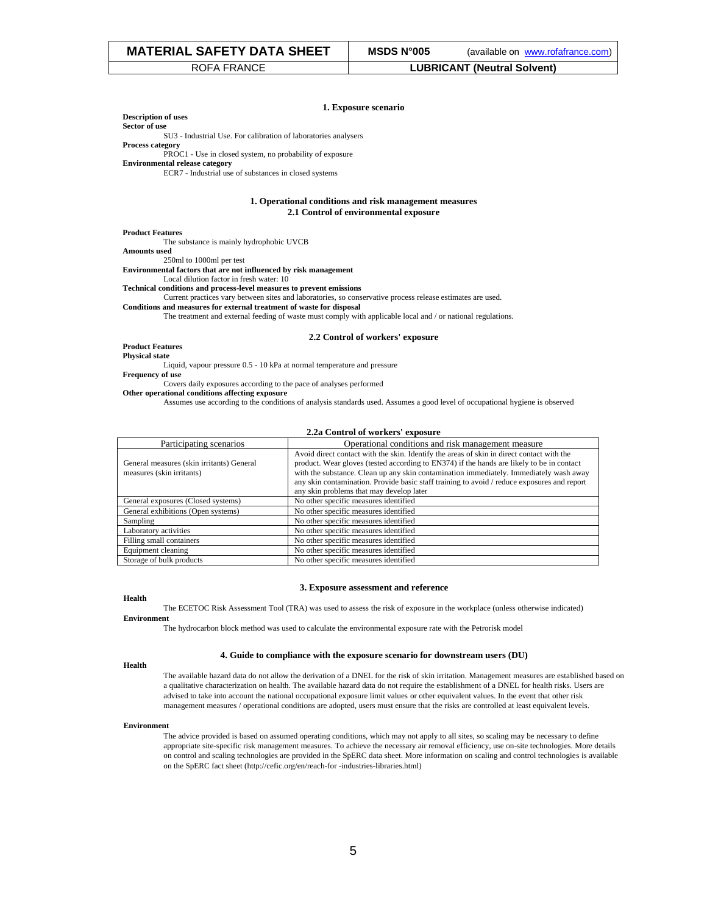## 1. Exposure scenario

**Description of uses**

**Sector of use**

SU3 - Industrial Use. For calibration of laboratories analysers

**Process category**

PROC1 - Use in closed system, no probability of exposure

**Environmental release category**

ECR7 - Industrial use of substances in closed systems

## 1. Operational conditions and risk management measures

### 2.1 Control of environmental exposure

**Product Features**

The substance is mainly hydrophobic UVCB

**Amounts used**

250ml to 1000ml per test

**Environmental factors that are not influenced by risk management**

Local dilution factor in fresh water: 10

**Technical conditions and process-level measures to prevent emissions**

Current practices vary between sites and laboratories, so conservative process release estimates are used.

**Conditions and measures for external treatment of waste for disposal**

The treatment and external feeding of waste must comply with applicable local and / or national regulations.

### 2.2 Control of workers' exposure

**Product Features**

**Physical state**

Liquid, vapour pressure 0.5 - 10 kPa at normal temperature and pressure

**Frequency of use**

Covers daily exposures according to the pace of analyses performed

**Other operational conditions affecting exposure**

Assumes use according to the conditions of analysis standards used. Assumes a good level of occupational hygiene is observed

### 2.2a Control of workers' exposure

| Participating scenarios | Operational conditions and risk management measure |
|---|---|
| General measures (skin irritants) General measures (skin irritants) | Avoid direct contact with the skin. Identify the areas of skin in direct contact with the product. Wear gloves (tested according to EN374) if the hands are likely to be in contact with the substance. Clean up any skin contamination immediately. Immediately wash away any skin contamination. Provide basic staff training to avoid / reduce exposures and report any skin problems that may develop later |
| General exposures (Closed systems) | No other specific measures identified |
| General exhibitions (Open systems) | No other specific measures identified |
| Sampling | No other specific measures identified |
| Laboratory activities | No other specific measures identified |
| Filling small containers | No other specific measures identified |
| Equipment cleaning | No other specific measures identified |
| Storage of bulk products | No other specific measures identified |

## 3. Exposure assessment and reference

**Health**

The ECETOC Risk Assessment Tool (TRA) was used to assess the risk of exposure in the workplace (unless otherwise indicated)

**Environment**

The hydrocarbon block method was used to calculate the environmental exposure rate with the Petrorisk model

## 4. Guide to compliance with the exposure scenario for downstream users (DU)

**Health**

The available hazard data do not allow the derivation of a DNEL for the risk of skin irritation. Management measures are established based on a qualitative characterization on health. The available hazard data do not require the establishment of a DNEL for health risks. Users are advised to take into account the national occupational exposure limit values or other equivalent values. In the event that other risk management measures / operational conditions are adopted, users must ensure that the risks are controlled at least equivalent levels.

**Environment**

The advice provided is based on assumed operating conditions, which may not apply to all sites, so scaling may be necessary to define appropriate site-specific risk management measures. To achieve the necessary air removal efficiency, use on-site technologies. More details on control and scaling technologies are provided in the SpERC data sheet. More information on scaling and control technologies is available on the SpERC fact sheet (http://cefic.org/en/reach-for -industries-libraries.html)